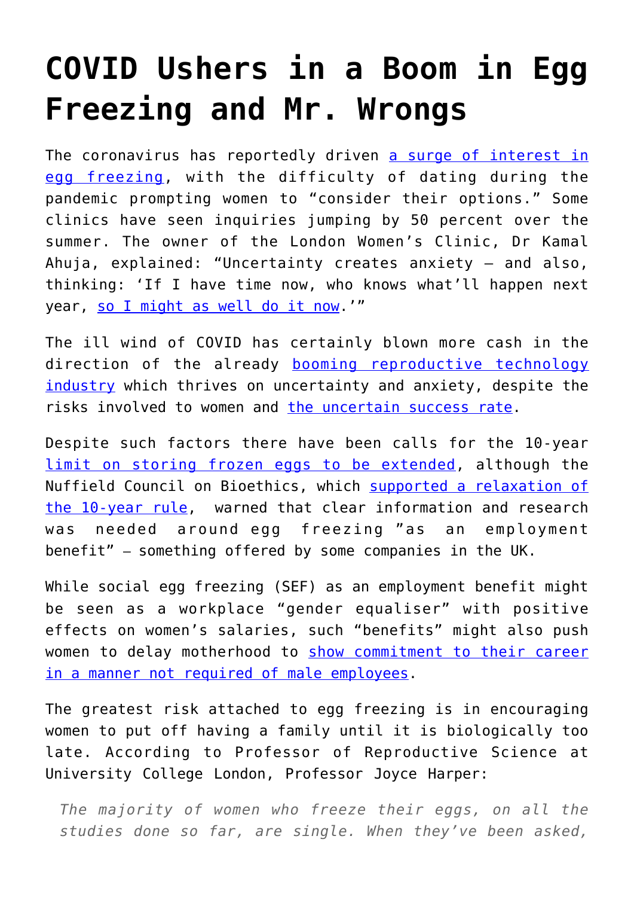# COVID Ushers in a Boom in Egg Freezing and Mr. Wrongs

The coronavirus has reportedly driven a surge of interest in egg freezing, with the difficulty of dating during the pandemic prompting women to "consider their options." Some clinics have seen inquiries jumping by 50 percent over the summer. The owner of the London Women's Clinic, Dr Kamal Ahuja, explained: "Uncertainty creates anxiety – and also, thinking: 'If I have time now, who knows what'll happen next year, so I might as well do it now.'"

The ill wind of COVID has certainly blown more cash in the direction of the already booming reproductive technology industry which thrives on uncertainty and anxiety, despite the risks involved to women and the uncertain success rate.

Despite such factors there have been calls for the 10-year limit on storing frozen eggs to be extended, although the Nuffield Council on Bioethics, which supported a relaxation of the 10-year rule, warned that clear information and research was needed around egg freezing "as an employment benefit" – something offered by some companies in the UK.

While social egg freezing (SEF) as an employment benefit might be seen as a workplace "gender equaliser" with positive effects on women's salaries, such "benefits" might also push women to delay motherhood to show commitment to their career in a manner not required of male employees.

The greatest risk attached to egg freezing is in encouraging women to put off having a family until it is biologically too late. According to Professor of Reproductive Science at University College London, Professor Joyce Harper:

> *The majority of women who freeze their eggs, on all the studies done so far, are single. When they've been asked,*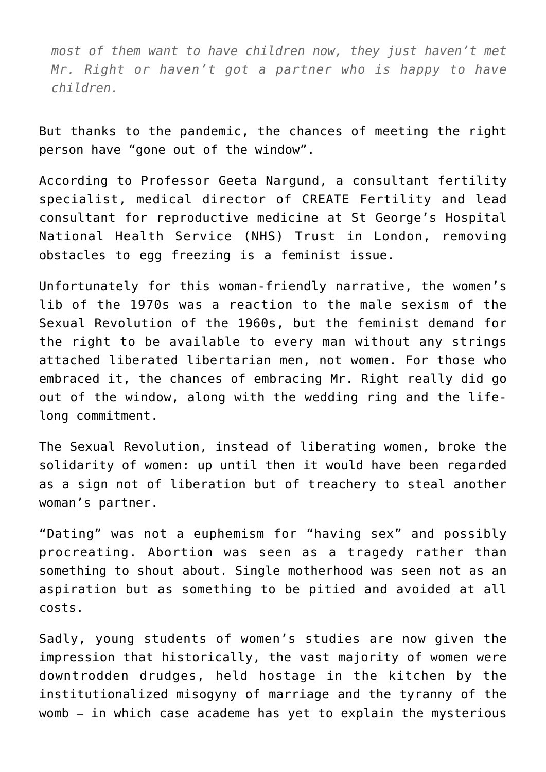*most of them want to have children now, they just haven't met Mr. Right or haven't got a partner who is happy to have children.*

But thanks to the pandemic, the chances of meeting the right person have "gone out of the window".

According to Professor Geeta Nargund, a consultant fertility specialist, medical director of CREATE Fertility and lead consultant for reproductive medicine at St George's Hospital National Health Service (NHS) Trust in London, removing obstacles to egg freezing is a feminist issue.

Unfortunately for this woman-friendly narrative, the women's lib of the 1970s was a reaction to the male sexism of the Sexual Revolution of the 1960s, but the feminist demand for the right to be available to every man without any strings attached liberated libertarian men, not women. For those who embraced it, the chances of embracing Mr. Right really did go out of the window, along with the wedding ring and the life-long commitment.

The Sexual Revolution, instead of liberating women, broke the solidarity of women: up until then it would have been regarded as a sign not of liberation but of treachery to steal another woman's partner.

"Dating" was not a euphemism for "having sex" and possibly procreating. Abortion was seen as a tragedy rather than something to shout about. Single motherhood was seen not as an aspiration but as something to be pitied and avoided at all costs.

Sadly, young students of women's studies are now given the impression that historically, the vast majority of women were downtrodden drudges, held hostage in the kitchen by the institutionalized misogyny of marriage and the tyranny of the womb – in which case academe has yet to explain the mysterious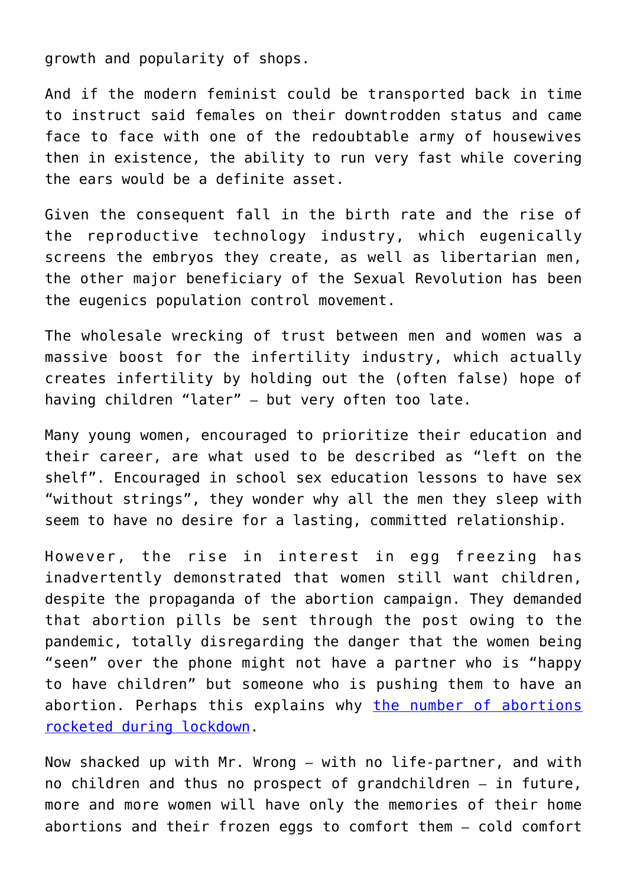growth and popularity of shops.

And if the modern feminist could be transported back in time to instruct said females on their downtrodden status and came face to face with one of the redoubtable army of housewives then in existence, the ability to run very fast while covering the ears would be a definite asset.

Given the consequent fall in the birth rate and the rise of the reproductive technology industry, which eugenically screens the embryos they create, as well as libertarian men, the other major beneficiary of the Sexual Revolution has been the eugenics population control movement.

The wholesale wrecking of trust between men and women was a massive boost for the infertility industry, which actually creates infertility by holding out the (often false) hope of having children "later" – but very often too late.

Many young women, encouraged to prioritize their education and their career, are what used to be described as "left on the shelf". Encouraged in school sex education lessons to have sex "without strings", they wonder why all the men they sleep with seem to have no desire for a lasting, committed relationship.

However, the rise in interest in egg freezing has inadvertently demonstrated that women still want children, despite the propaganda of the abortion campaign. They demanded that abortion pills be sent through the post owing to the pandemic, totally disregarding the danger that the women being "seen" over the phone might not have a partner who is "happy to have children" but someone who is pushing them to have an abortion. Perhaps this explains why [the number of abortions rocketed during lockdown](#).

Now shacked up with Mr. Wrong – with no life-partner, and with no children and thus no prospect of grandchildren – in future, more and more women will have only the memories of their home abortions and their frozen eggs to comfort them – cold comfort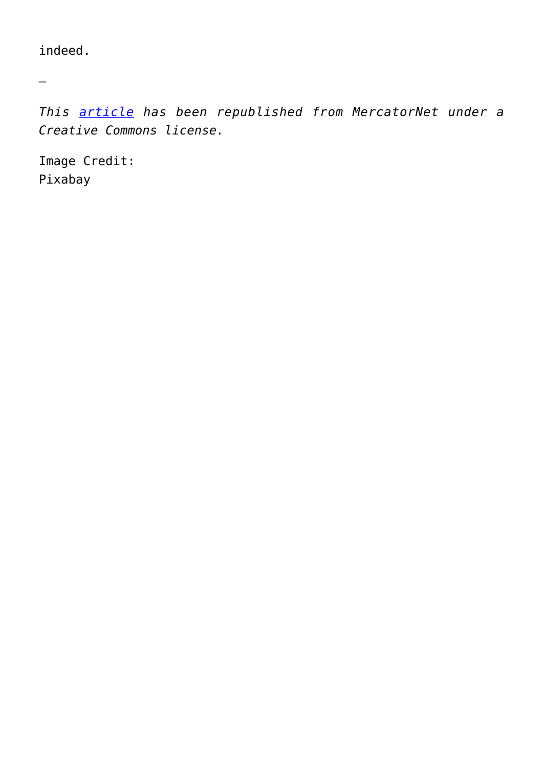indeed.

—

*This [article] has been republished from MercatorNet under a Creative Commons license.*

Image Credit:
Pixabay